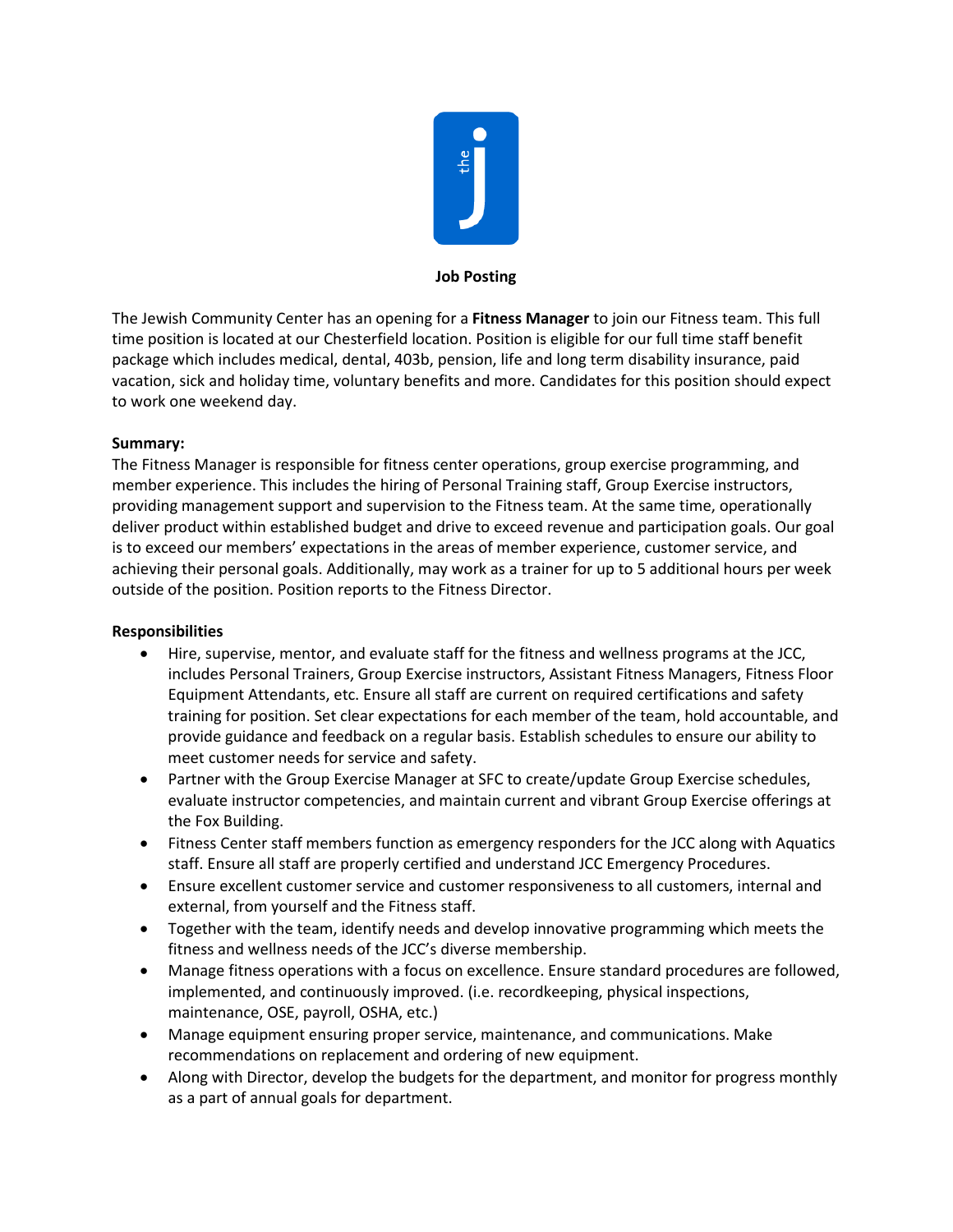**Job Posting**

The Jewish Community Center has an opening for a **Fitness Manager** to join our Fitness team. This full time position is located at our Chesterfield location. Position is eligible for our full time staff benefit package which includes medical, dental, 403b, pension, life and long term disability insurance, paid vacation, sick and holiday time, voluntary benefits and more. Candidates for this position should expect to work one weekend day.

**Summary:**

The Fitness Manager is responsible for fitness center operations, group exercise programming, and member experience. This includes the hiring of Personal Training staff, Group Exercise instructors, providing management support and supervision to the Fitness team. At the same time, operationally deliver product within established budget and drive to exceed revenue and participation goals. Our goal is to exceed our members' expectations in the areas of member experience, customer service, and achieving their personal goals. Additionally, may work as a trainer for up to 5 additional hours per week outside of the position. Position reports to the Fitness Director.

**Responsibilities**

- Hire, supervise, mentor, and evaluate staff for the fitness and wellness programs at the JCC, includes Personal Trainers, Group Exercise instructors, Assistant Fitness Managers, Fitness Floor Equipment Attendants, etc. Ensure all staff are current on required certifications and safety training for position. Set clear expectations for each member of the team, hold accountable, and provide guidance and feedback on a regular basis. Establish schedules to ensure our ability to meet customer needs for service and safety.
- Partner with the Group Exercise Manager at SFC to create/update Group Exercise schedules, evaluate instructor competencies, and maintain current and vibrant Group Exercise offerings at the Fox Building.
- Fitness Center staff members function as emergency responders for the JCC along with Aquatics staff. Ensure all staff are properly certified and understand JCC Emergency Procedures.
- Ensure excellent customer service and customer responsiveness to all customers, internal and external, from yourself and the Fitness staff.
- Together with the team, identify needs and develop innovative programming which meets the fitness and wellness needs of the JCC's diverse membership.
- Manage fitness operations with a focus on excellence. Ensure standard procedures are followed, implemented, and continuously improved. (i.e. recordkeeping, physical inspections, maintenance, OSE, payroll, OSHA, etc.)
- Manage equipment ensuring proper service, maintenance, and communications. Make recommendations on replacement and ordering of new equipment.
- Along with Director, develop the budgets for the department, and monitor for progress monthly as a part of annual goals for department.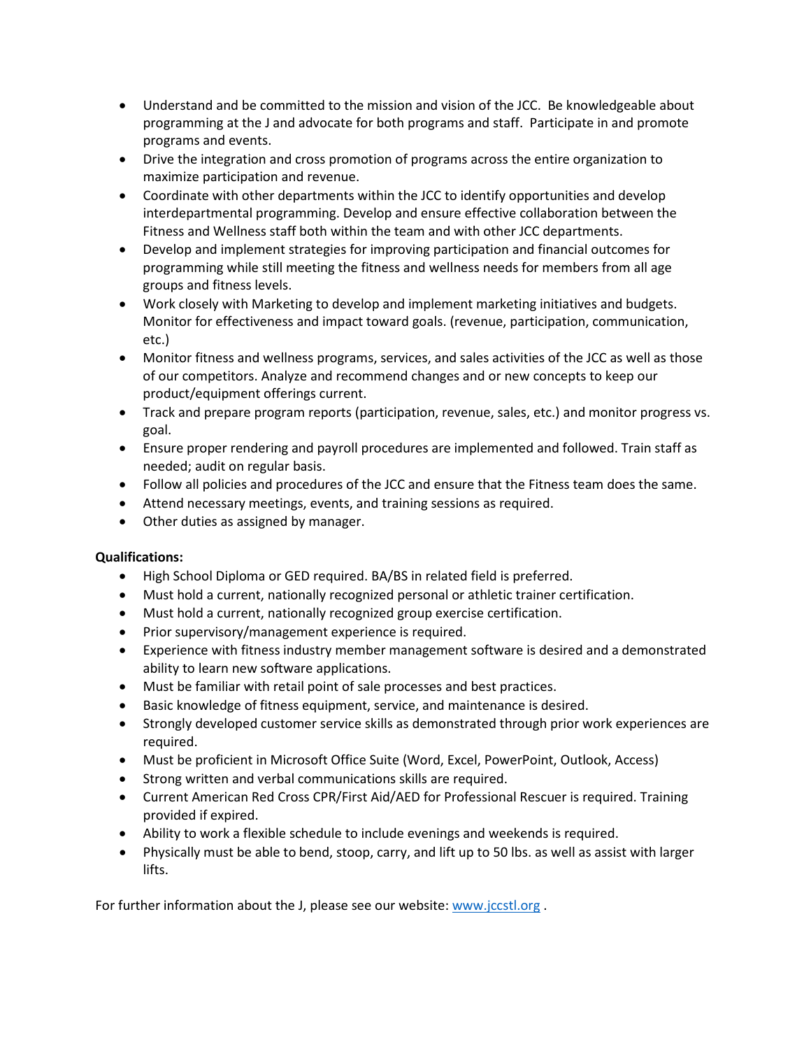- Understand and be committed to the mission and vision of the JCC. Be knowledgeable about programming at the J and advocate for both programs and staff. Participate in and promote programs and events.
- Drive the integration and cross promotion of programs across the entire organization to maximize participation and revenue.
- Coordinate with other departments within the JCC to identify opportunities and develop interdepartmental programming. Develop and ensure effective collaboration between the Fitness and Wellness staff both within the team and with other JCC departments.
- Develop and implement strategies for improving participation and financial outcomes for programming while still meeting the fitness and wellness needs for members from all age groups and fitness levels.
- Work closely with Marketing to develop and implement marketing initiatives and budgets. Monitor for effectiveness and impact toward goals. (revenue, participation, communication, etc.)
- Monitor fitness and wellness programs, services, and sales activities of the JCC as well as those of our competitors. Analyze and recommend changes and or new concepts to keep our product/equipment offerings current.
- Track and prepare program reports (participation, revenue, sales, etc.) and monitor progress vs. goal.
- Ensure proper rendering and payroll procedures are implemented and followed. Train staff as needed; audit on regular basis.
- Follow all policies and procedures of the JCC and ensure that the Fitness team does the same.
- Attend necessary meetings, events, and training sessions as required.
- Other duties as assigned by manager.

**Qualifications:**

- High School Diploma or GED required. BA/BS in related field is preferred.
- Must hold a current, nationally recognized personal or athletic trainer certification.
- Must hold a current, nationally recognized group exercise certification.
- Prior supervisory/management experience is required.
- Experience with fitness industry member management software is desired and a demonstrated ability to learn new software applications.
- Must be familiar with retail point of sale processes and best practices.
- Basic knowledge of fitness equipment, service, and maintenance is desired.
- Strongly developed customer service skills as demonstrated through prior work experiences are required.
- Must be proficient in Microsoft Office Suite (Word, Excel, PowerPoint, Outlook, Access)
- Strong written and verbal communications skills are required.
- Current American Red Cross CPR/First Aid/AED for Professional Rescuer is required. Training provided if expired.
- Ability to work a flexible schedule to include evenings and weekends is required.
- Physically must be able to bend, stoop, carry, and lift up to 50 lbs. as well as assist with larger lifts.

For further information about the J, please see our website: [www.jccstl.org](http://www.jccstl.org) .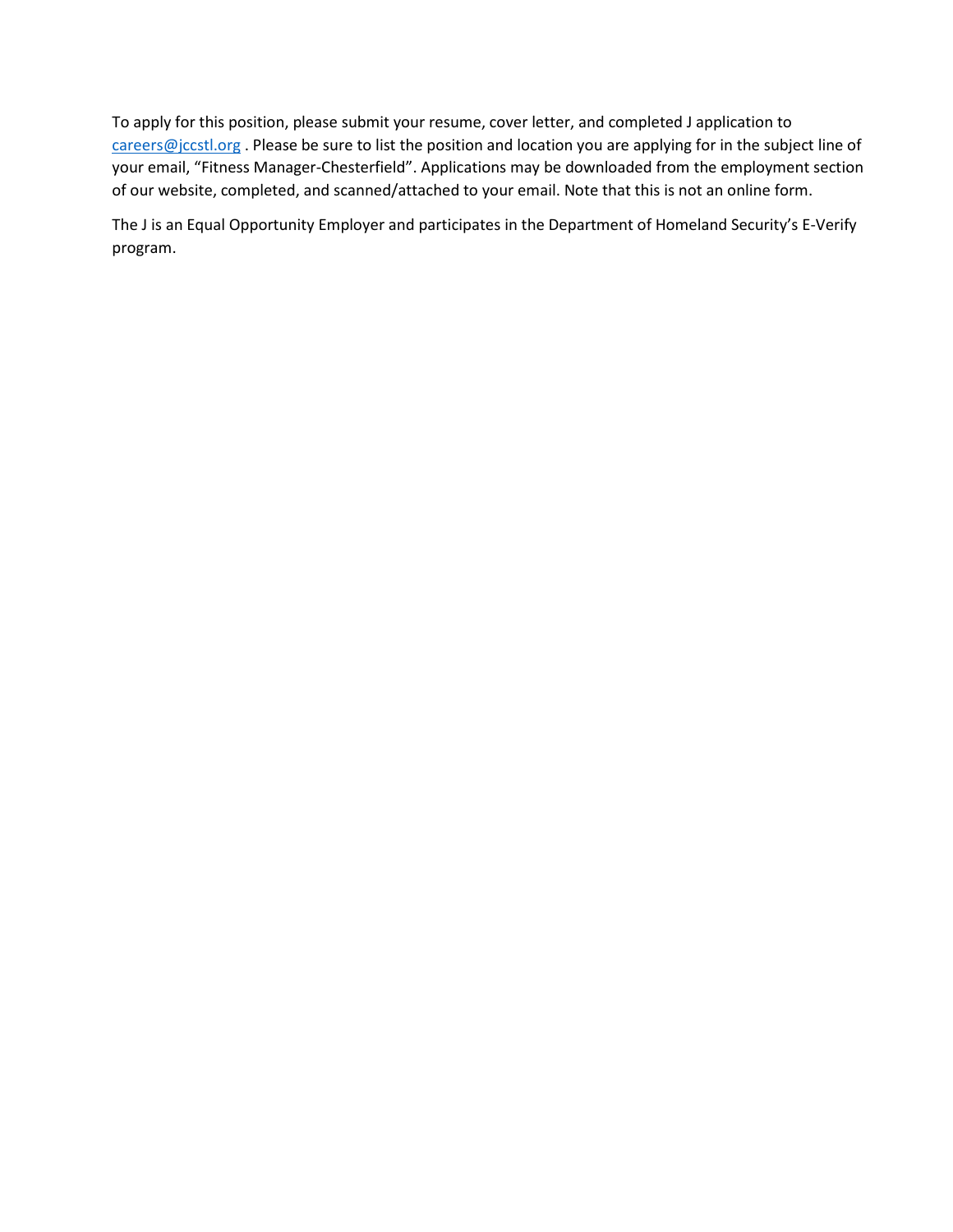To apply for this position, please submit your resume, cover letter, and completed J application to careers@jccstl.org . Please be sure to list the position and location you are applying for in the subject line of your email, "Fitness Manager-Chesterfield". Applications may be downloaded from the employment section of our website, completed, and scanned/attached to your email. Note that this is not an online form.

The J is an Equal Opportunity Employer and participates in the Department of Homeland Security's E-Verify program.